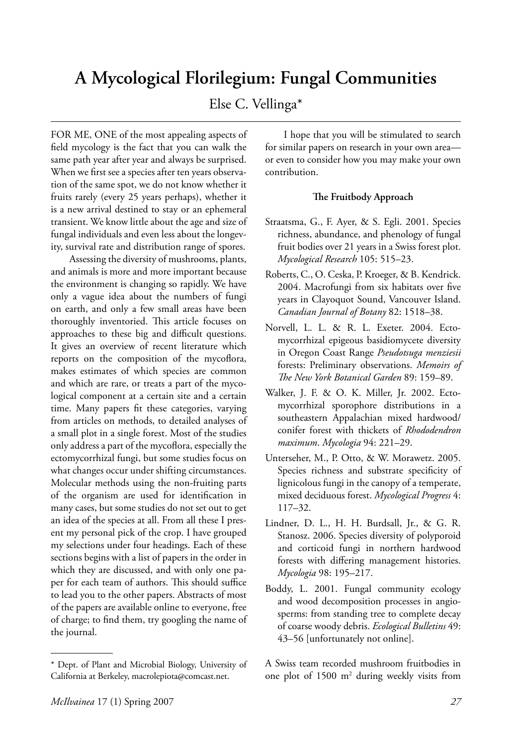# A Mycological Florilegium: Fungal Communities

Else C. Vellinga*

FOR ME, ONE of the most appealing aspects of field mycology is the fact that you can walk the same path year after year and always be surprised. When we first see a species after ten years observation of the same spot, we do not know whether it fruits rarely (every 25 years perhaps), whether it is a new arrival destined to stay or an ephemeral transient. We know little about the age and size of fungal individuals and even less about the longevity, survival rate and distribution range of spores.

Assessing the diversity of mushrooms, plants, and animals is more and more important because the environment is changing so rapidly. We have only a vague idea about the numbers of fungi on earth, and only a few small areas have been thoroughly inventoried. This article focuses on approaches to these big and difficult questions. It gives an overview of recent literature which reports on the composition of the mycoflora, makes estimates of which species are common and which are rare, or treats a part of the mycological component at a certain site and a certain time. Many papers fit these categories, varying from articles on methods, to detailed analyses of a small plot in a single forest. Most of the studies only address a part of the mycoflora, especially the ectomycorrhizal fungi, but some studies focus on what changes occur under shifting circumstances. Molecular methods using the non-fruiting parts of the organism are used for identification in many cases, but some studies do not set out to get an idea of the species at all. From all these I present my personal pick of the crop. I have grouped my selections under four headings. Each of these sections begins with a list of papers in the order in which they are discussed, and with only one paper for each team of authors. This should suffice to lead you to the other papers. Abstracts of most of the papers are available online to everyone, free of charge; to find them, try googling the name of the journal.

I hope that you will be stimulated to search for similar papers on research in your own area—or even to consider how you may make your own contribution.

### The Fruitbody Approach

- Straatsma, G., F. Ayer, & S. Egli. 2001. Species richness, abundance, and phenology of fungal fruit bodies over 21 years in a Swiss forest plot. *Mycological Research* 105: 515–23.
- Roberts, C., O. Ceska, P. Kroeger, & B. Kendrick. 2004. Macrofungi from six habitats over five years in Clayoquot Sound, Vancouver Island. *Canadian Journal of Botany* 82: 1518–38.
- Norvell, L. L. & R. L. Exeter. 2004. Ectomycorrhizal epigeous basidiomycete diversity in Oregon Coast Range *Pseudotsuga menziesii* forests: Preliminary observations. *Memoirs of The New York Botanical Garden* 89: 159–89.
- Walker, J. F. & O. K. Miller, Jr. 2002. Ectomycorrhizal sporophore distributions in a southeastern Appalachian mixed hardwood/conifer forest with thickets of *Rhododendron maximum*. *Mycologia* 94: 221–29.
- Unterseher, M., P. Otto, & W. Morawetz. 2005. Species richness and substrate specificity of lignicolous fungi in the canopy of a temperate, mixed deciduous forest. *Mycological Progress* 4: 117–32.
- Lindner, D. L., H. H. Burdsall, Jr., & G. R. Stanosz. 2006. Species diversity of polyporoid and corticoid fungi in northern hardwood forests with differing management histories. *Mycologia* 98: 195–217.
- Boddy, L. 2001. Fungal community ecology and wood decomposition processes in angiosperms: from standing tree to complete decay of coarse woody debris. *Ecological Bulletins* 49: 43–56 [unfortunately not online].

A Swiss team recorded mushroom fruitbodies in one plot of 1500 m$^2$ during weekly visits from

---

* Dept. of Plant and Microbial Biology, University of California at Berkeley, macrolepiota@comcast.net.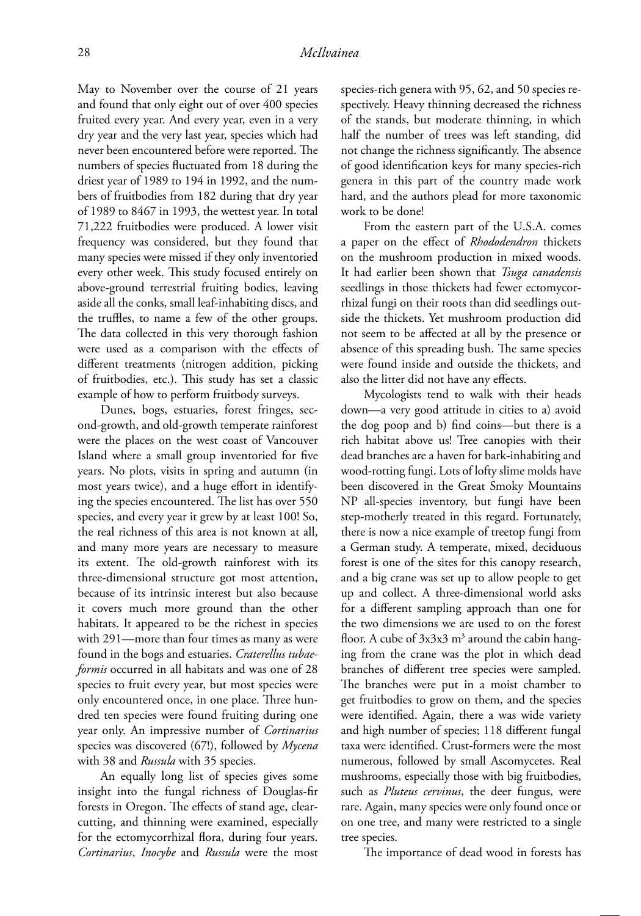May to November over the course of 21 years and found that only eight out of over 400 species fruited every year. And every year, even in a very dry year and the very last year, species which had never been encountered before were reported. The numbers of species fluctuated from 18 during the driest year of 1989 to 194 in 1992, and the numbers of fruitbodies from 182 during that dry year of 1989 to 8467 in 1993, the wettest year. In total 71,222 fruitbodies were produced. A lower visit frequency was considered, but they found that many species were missed if they only inventoried every other week. This study focused entirely on above-ground terrestrial fruiting bodies, leaving aside all the conks, small leaf-inhabiting discs, and the truffles, to name a few of the other groups. The data collected in this very thorough fashion were used as a comparison with the effects of different treatments (nitrogen addition, picking of fruitbodies, etc.). This study has set a classic example of how to perform fruitbody surveys.

Dunes, bogs, estuaries, forest fringes, second-growth, and old-growth temperate rainforest were the places on the west coast of Vancouver Island where a small group inventoried for five years. No plots, visits in spring and autumn (in most years twice), and a huge effort in identifying the species encountered. The list has over 550 species, and every year it grew by at least 100! So, the real richness of this area is not known at all, and many more years are necessary to measure its extent. The old-growth rainforest with its three-dimensional structure got most attention, because of its intrinsic interest but also because it covers much more ground than the other habitats. It appeared to be the richest in species with 291—more than four times as many as were found in the bogs and estuaries. *Craterellus tubaeformis* occurred in all habitats and was one of 28 species to fruit every year, but most species were only encountered once, in one place. Three hundred ten species were found fruiting during one year only. An impressive number of *Cortinarius* species was discovered (67!), followed by *Mycena* with 38 and *Russula* with 35 species.

An equally long list of species gives some insight into the fungal richness of Douglas-fir forests in Oregon. The effects of stand age, clearcutting, and thinning were examined, especially for the ectomycorrhizal flora, during four years. *Cortinarius*, *Inocybe* and *Russula* were the most species-rich genera with 95, 62, and 50 species respectively. Heavy thinning decreased the richness of the stands, but moderate thinning, in which half the number of trees was left standing, did not change the richness significantly. The absence of good identification keys for many species-rich genera in this part of the country made work hard, and the authors plead for more taxonomic work to be done!

From the eastern part of the U.S.A. comes a paper on the effect of *Rhododendron* thickets on the mushroom production in mixed woods. It had earlier been shown that *Tsuga canadensis* seedlings in those thickets had fewer ectomycorrhizal fungi on their roots than did seedlings outside the thickets. Yet mushroom production did not seem to be affected at all by the presence or absence of this spreading bush. The same species were found inside and outside the thickets, and also the litter did not have any effects.

Mycologists tend to walk with their heads down—a very good attitude in cities to a) avoid the dog poop and b) find coins—but there is a rich habitat above us! Tree canopies with their dead branches are a haven for bark-inhabiting and wood-rotting fungi. Lots of lofty slime molds have been discovered in the Great Smoky Mountains NP all-species inventory, but fungi have been step-motherly treated in this regard. Fortunately, there is now a nice example of treetop fungi from a German study. A temperate, mixed, deciduous forest is one of the sites for this canopy research, and a big crane was set up to allow people to get up and collect. A three-dimensional world asks for a different sampling approach than one for the two dimensions we are used to on the forest floor. A cube of 3x3x3 $m^3$ around the cabin hanging from the crane was the plot in which dead branches of different tree species were sampled. The branches were put in a moist chamber to get fruitbodies to grow on them, and the species were identified. Again, there a was wide variety and high number of species; 118 different fungal taxa were identified. Crust-formers were the most numerous, followed by small Ascomycetes. Real mushrooms, especially those with big fruitbodies, such as *Pluteus cervinus*, the deer fungus, were rare. Again, many species were only found once or on one tree, and many were restricted to a single tree species.

The importance of dead wood in forests has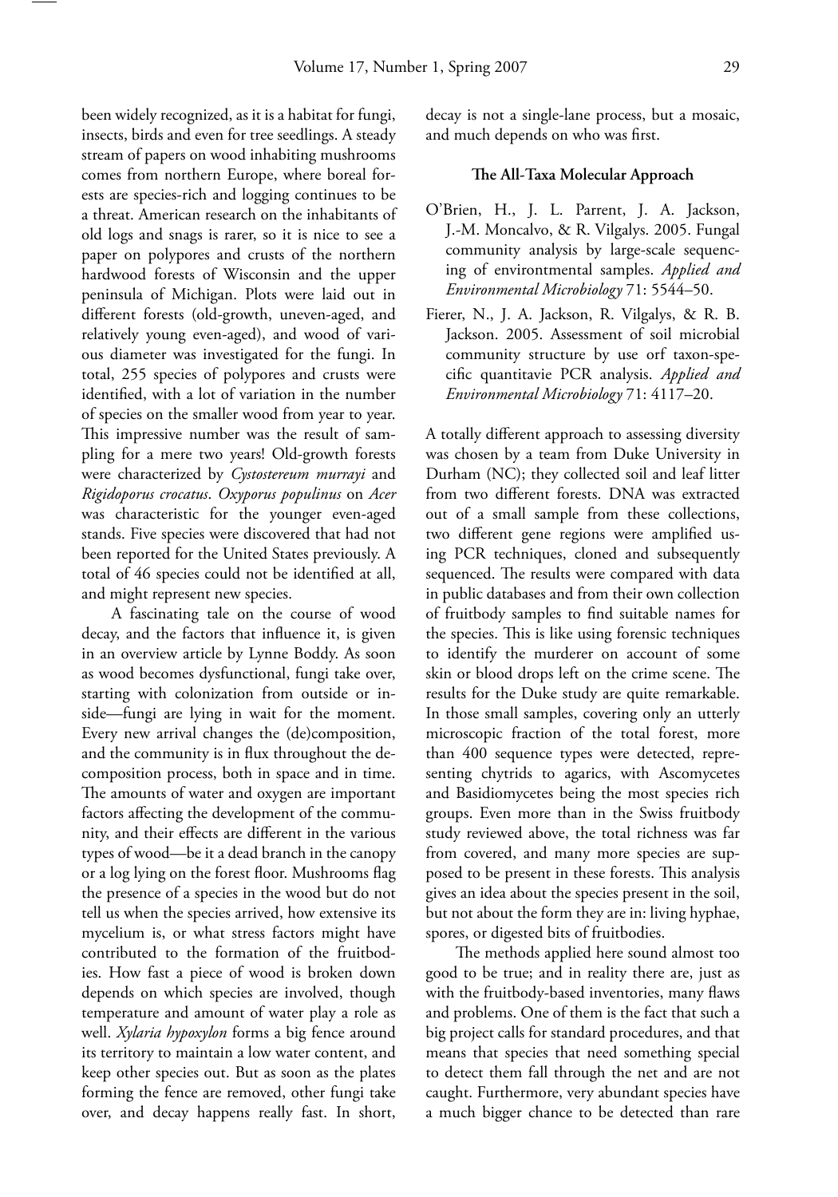been widely recognized, as it is a habitat for fungi, insects, birds and even for tree seedlings. A steady stream of papers on wood inhabiting mushrooms comes from northern Europe, where boreal forests are species-rich and logging continues to be a threat. American research on the inhabitants of old logs and snags is rarer, so it is nice to see a paper on polypores and crusts of the northern hardwood forests of Wisconsin and the upper peninsula of Michigan. Plots were laid out in different forests (old-growth, uneven-aged, and relatively young even-aged), and wood of various diameter was investigated for the fungi. In total, 255 species of polypores and crusts were identified, with a lot of variation in the number of species on the smaller wood from year to year. This impressive number was the result of sampling for a mere two years! Old-growth forests were characterized by *Cystostereum murrayi* and *Rigidoporus crocatus*. *Oxyporus populinus* on *Acer* was characteristic for the younger even-aged stands. Five species were discovered that had not been reported for the United States previously. A total of 46 species could not be identified at all, and might represent new species.

A fascinating tale on the course of wood decay, and the factors that influence it, is given in an overview article by Lynne Boddy. As soon as wood becomes dysfunctional, fungi take over, starting with colonization from outside or inside—fungi are lying in wait for the moment. Every new arrival changes the (de)composition, and the community is in flux throughout the decomposition process, both in space and in time. The amounts of water and oxygen are important factors affecting the development of the community, and their effects are different in the various types of wood—be it a dead branch in the canopy or a log lying on the forest floor. Mushrooms flag the presence of a species in the wood but do not tell us when the species arrived, how extensive its mycelium is, or what stress factors might have contributed to the formation of the fruitbodies. How fast a piece of wood is broken down depends on which species are involved, though temperature and amount of water play a role as well. *Xylaria hypoxylon* forms a big fence around its territory to maintain a low water content, and keep other species out. But as soon as the plates forming the fence are removed, other fungi take over, and decay happens really fast. In short, decay is not a single-lane process, but a mosaic, and much depends on who was first.

#### The All-Taxa Molecular Approach

O'Brien, H., J. L. Parrent, J. A. Jackson, J.-M. Moncalvo, & R. Vilgalys. 2005. Fungal community analysis by large-scale sequencing of environtmental samples. *Applied and Environmental Microbiology* 71: 5544–50.

Fierer, N., J. A. Jackson, R. Vilgalys, & R. B. Jackson. 2005. Assessment of soil microbial community structure by use orf taxon-specific quantitavie PCR analysis. *Applied and Environmental Microbiology* 71: 4117–20.

A totally different approach to assessing diversity was chosen by a team from Duke University in Durham (NC); they collected soil and leaf litter from two different forests. DNA was extracted out of a small sample from these collections, two different gene regions were amplified using PCR techniques, cloned and subsequently sequenced. The results were compared with data in public databases and from their own collection of fruitbody samples to find suitable names for the species. This is like using forensic techniques to identify the murderer on account of some skin or blood drops left on the crime scene. The results for the Duke study are quite remarkable. In those small samples, covering only an utterly microscopic fraction of the total forest, more than 400 sequence types were detected, representing chytrids to agarics, with Ascomycetes and Basidiomycetes being the most species rich groups. Even more than in the Swiss fruitbody study reviewed above, the total richness was far from covered, and many more species are supposed to be present in these forests. This analysis gives an idea about the species present in the soil, but not about the form they are in: living hyphae, spores, or digested bits of fruitbodies.

The methods applied here sound almost too good to be true; and in reality there are, just as with the fruitbody-based inventories, many flaws and problems. One of them is the fact that such a big project calls for standard procedures, and that means that species that need something special to detect them fall through the net and are not caught. Furthermore, very abundant species have a much bigger chance to be detected than rare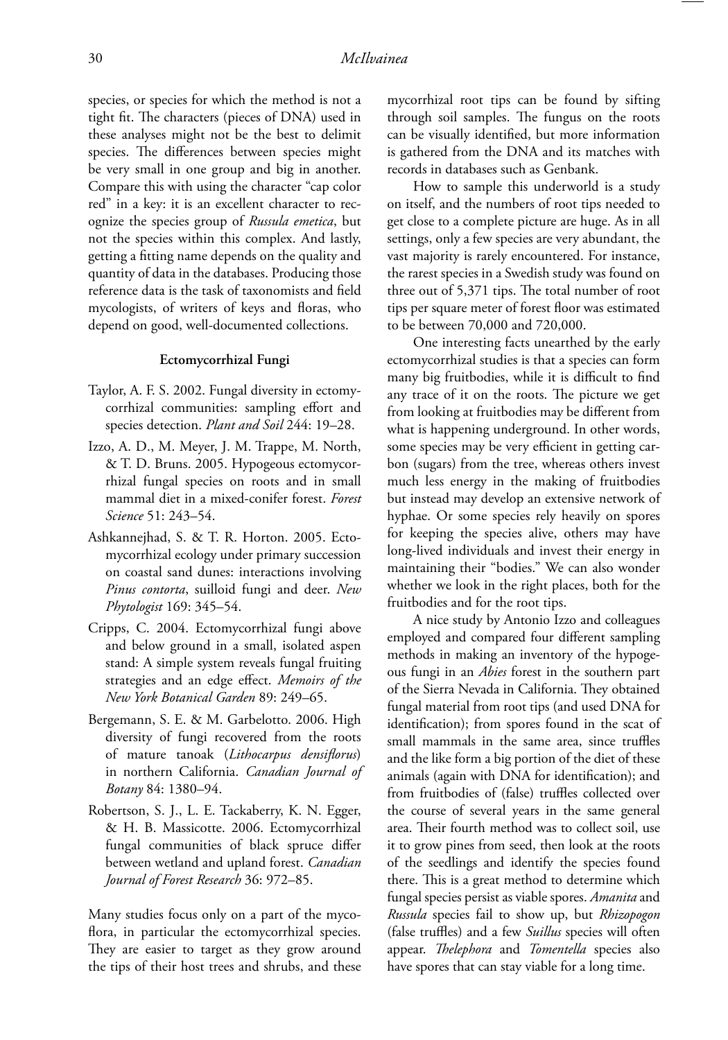species, or species for which the method is not a tight fit. The characters (pieces of DNA) used in these analyses might not be the best to delimit species. The differences between species might be very small in one group and big in another. Compare this with using the character "cap color red" in a key: it is an excellent character to recognize the species group of *Russula emetica*, but not the species within this complex. And lastly, getting a fitting name depends on the quality and quantity of data in the databases. Producing those reference data is the task of taxonomists and field mycologists, of writers of keys and floras, who depend on good, well-documented collections.

**Ectomycorrhizal Fungi**

- Taylor, A. F. S. 2002. Fungal diversity in ectomycorrhizal communities: sampling effort and species detection. *Plant and Soil* 244: 19–28.
- Izzo, A. D., M. Meyer, J. M. Trappe, M. North, & T. D. Bruns. 2005. Hypogeous ectomycorrhizal fungal species on roots and in small mammal diet in a mixed-conifer forest. *Forest Science* 51: 243–54.
- Ashkannejhad, S. & T. R. Horton. 2005. Ectomycorrhizal ecology under primary succession on coastal sand dunes: interactions involving *Pinus contorta*, suilloid fungi and deer. *New Phytologist* 169: 345–54.
- Cripps, C. 2004. Ectomycorrhizal fungi above and below ground in a small, isolated aspen stand: A simple system reveals fungal fruiting strategies and an edge effect. *Memoirs of the New York Botanical Garden* 89: 249–65.
- Bergemann, S. E. & M. Garbelotto. 2006. High diversity of fungi recovered from the roots of mature tanoak (*Lithocarpus densiflorus*) in northern California. *Canadian Journal of Botany* 84: 1380–94.
- Robertson, S. J., L. E. Tackaberry, K. N. Egger, & H. B. Massicotte. 2006. Ectomycorrhizal fungal communities of black spruce differ between wetland and upland forest. *Canadian Journal of Forest Research* 36: 972–85.

Many studies focus only on a part of the mycoflora, in particular the ectomycorrhizal species. They are easier to target as they grow around the tips of their host trees and shrubs, and these mycorrhizal root tips can be found by sifting through soil samples. The fungus on the roots can be visually identified, but more information is gathered from the DNA and its matches with records in databases such as Genbank.

How to sample this underworld is a study on itself, and the numbers of root tips needed to get close to a complete picture are huge. As in all settings, only a few species are very abundant, the vast majority is rarely encountered. For instance, the rarest species in a Swedish study was found on three out of 5,371 tips. The total number of root tips per square meter of forest floor was estimated to be between 70,000 and 720,000.

One interesting facts unearthed by the early ectomycorrhizal studies is that a species can form many big fruitbodies, while it is difficult to find any trace of it on the roots. The picture we get from looking at fruitbodies may be different from what is happening underground. In other words, some species may be very efficient in getting carbon (sugars) from the tree, whereas others invest much less energy in the making of fruitbodies but instead may develop an extensive network of hyphae. Or some species rely heavily on spores for keeping the species alive, others may have long-lived individuals and invest their energy in maintaining their "bodies." We can also wonder whether we look in the right places, both for the fruitbodies and for the root tips.

A nice study by Antonio Izzo and colleagues employed and compared four different sampling methods in making an inventory of the hypogeous fungi in an *Abies* forest in the southern part of the Sierra Nevada in California. They obtained fungal material from root tips (and used DNA for identification); from spores found in the scat of small mammals in the same area, since truffles and the like form a big portion of the diet of these animals (again with DNA for identification); and from fruitbodies of (false) truffles collected over the course of several years in the same general area. Their fourth method was to collect soil, use it to grow pines from seed, then look at the roots of the seedlings and identify the species found there. This is a great method to determine which fungal species persist as viable spores. *Amanita* and *Russula* species fail to show up, but *Rhizopogon* (false truffles) and a few *Suillus* species will often appear. *Thelephora* and *Tomentella* species also have spores that can stay viable for a long time.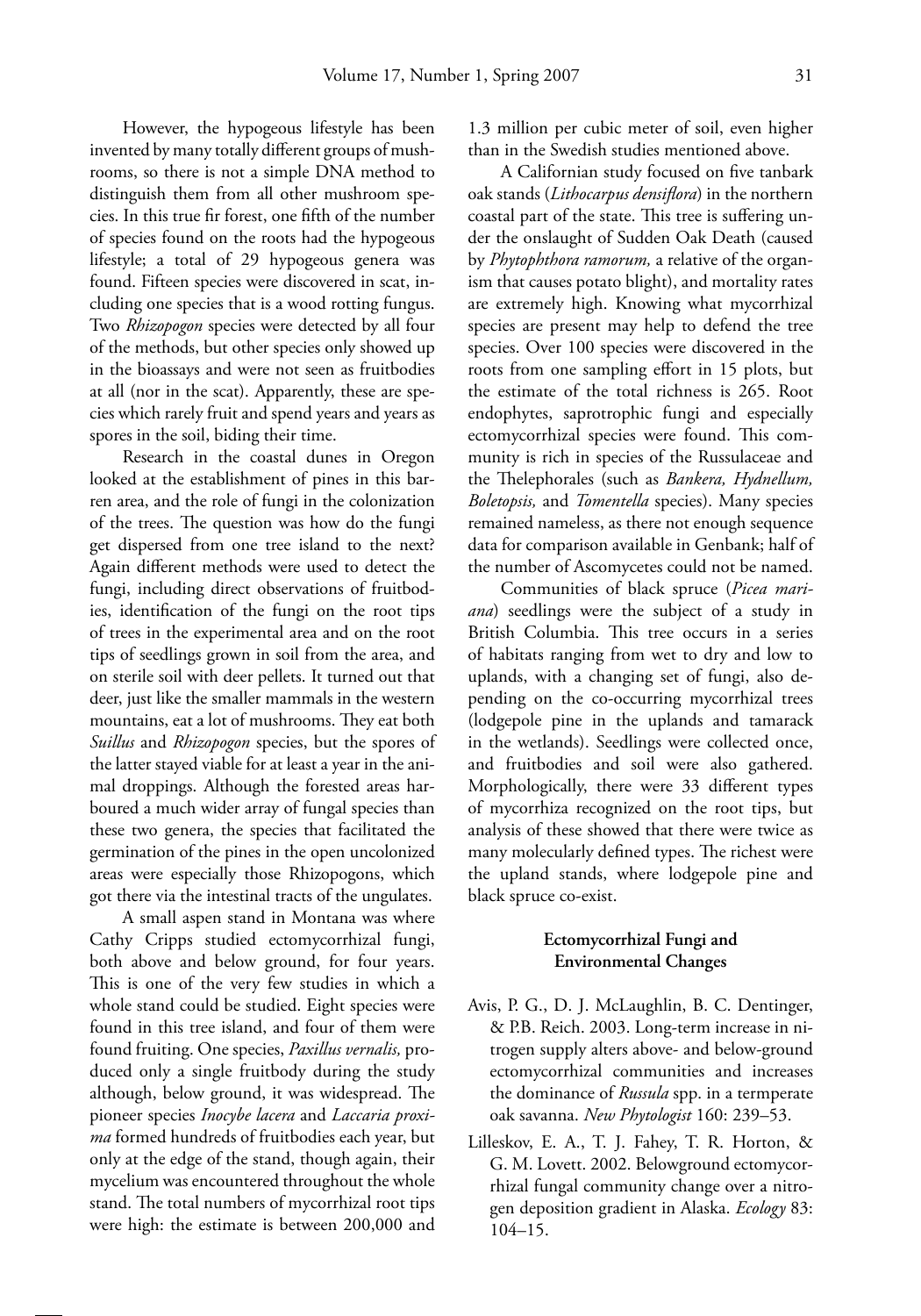However, the hypogeous lifestyle has been invented by many totally different groups of mushrooms, so there is not a simple DNA method to distinguish them from all other mushroom species. In this true fir forest, one fifth of the number of species found on the roots had the hypogeous lifestyle; a total of 29 hypogeous genera was found. Fifteen species were discovered in scat, including one species that is a wood rotting fungus. Two *Rhizopogon* species were detected by all four of the methods, but other species only showed up in the bioassays and were not seen as fruitbodies at all (nor in the scat). Apparently, these are species which rarely fruit and spend years and years as spores in the soil, biding their time.

Research in the coastal dunes in Oregon looked at the establishment of pines in this barren area, and the role of fungi in the colonization of the trees. The question was how do the fungi get dispersed from one tree island to the next? Again different methods were used to detect the fungi, including direct observations of fruitbodies, identification of the fungi on the root tips of trees in the experimental area and on the root tips of seedlings grown in soil from the area, and on sterile soil with deer pellets. It turned out that deer, just like the smaller mammals in the western mountains, eat a lot of mushrooms. They eat both *Suillus* and *Rhizopogon* species, but the spores of the latter stayed viable for at least a year in the animal droppings. Although the forested areas harboured a much wider array of fungal species than these two genera, the species that facilitated the germination of the pines in the open uncolonized areas were especially those Rhizopogons, which got there via the intestinal tracts of the ungulates.

A small aspen stand in Montana was where Cathy Cripps studied ectomycorrhizal fungi, both above and below ground, for four years. This is one of the very few studies in which a whole stand could be studied. Eight species were found in this tree island, and four of them were found fruiting. One species, *Paxillus vernalis,* produced only a single fruitbody during the study although, below ground, it was widespread. The pioneer species *Inocybe lacera* and *Laccaria proxima* formed hundreds of fruitbodies each year, but only at the edge of the stand, though again, their mycelium was encountered throughout the whole stand. The total numbers of mycorrhizal root tips were high: the estimate is between 200,000 and 1.3 million per cubic meter of soil, even higher than in the Swedish studies mentioned above.

A Californian study focused on five tanbark oak stands (*Lithocarpus densiflora*) in the northern coastal part of the state. This tree is suffering under the onslaught of Sudden Oak Death (caused by *Phytophthora ramorum,* a relative of the organism that causes potato blight), and mortality rates are extremely high. Knowing what mycorrhizal species are present may help to defend the tree species. Over 100 species were discovered in the roots from one sampling effort in 15 plots, but the estimate of the total richness is 265. Root endophytes, saprotrophic fungi and especially ectomycorrhizal species were found. This community is rich in species of the Russulaceae and the Thelephorales (such as *Bankera, Hydnellum, Boletopsis,* and *Tomentella* species). Many species remained nameless, as there not enough sequence data for comparison available in Genbank; half of the number of Ascomycetes could not be named.

Communities of black spruce (*Picea mariana*) seedlings were the subject of a study in British Columbia. This tree occurs in a series of habitats ranging from wet to dry and low to uplands, with a changing set of fungi, also depending on the co-occurring mycorrhizal trees (lodgepole pine in the uplands and tamarack in the wetlands). Seedlings were collected once, and fruitbodies and soil were also gathered. Morphologically, there were 33 different types of mycorrhiza recognized on the root tips, but analysis of these showed that there were twice as many molecularly defined types. The richest were the upland stands, where lodgepole pine and black spruce co-exist.

## Ectomycorrhizal Fungi and Environmental Changes

Avis, P. G., D. J. McLaughlin, B. C. Dentinger, & P.B. Reich. 2003. Long-term increase in nitrogen supply alters above- and below-ground ectomycorrhizal communities and increases the dominance of *Russula* spp. in a termperate oak savanna. *New Phytologist* 160: 239–53.

Lilleskov, E. A., T. J. Fahey, T. R. Horton, & G. M. Lovett. 2002. Belowground ectomycorrhizal fungal community change over a nitrogen deposition gradient in Alaska. *Ecology* 83: 104–15.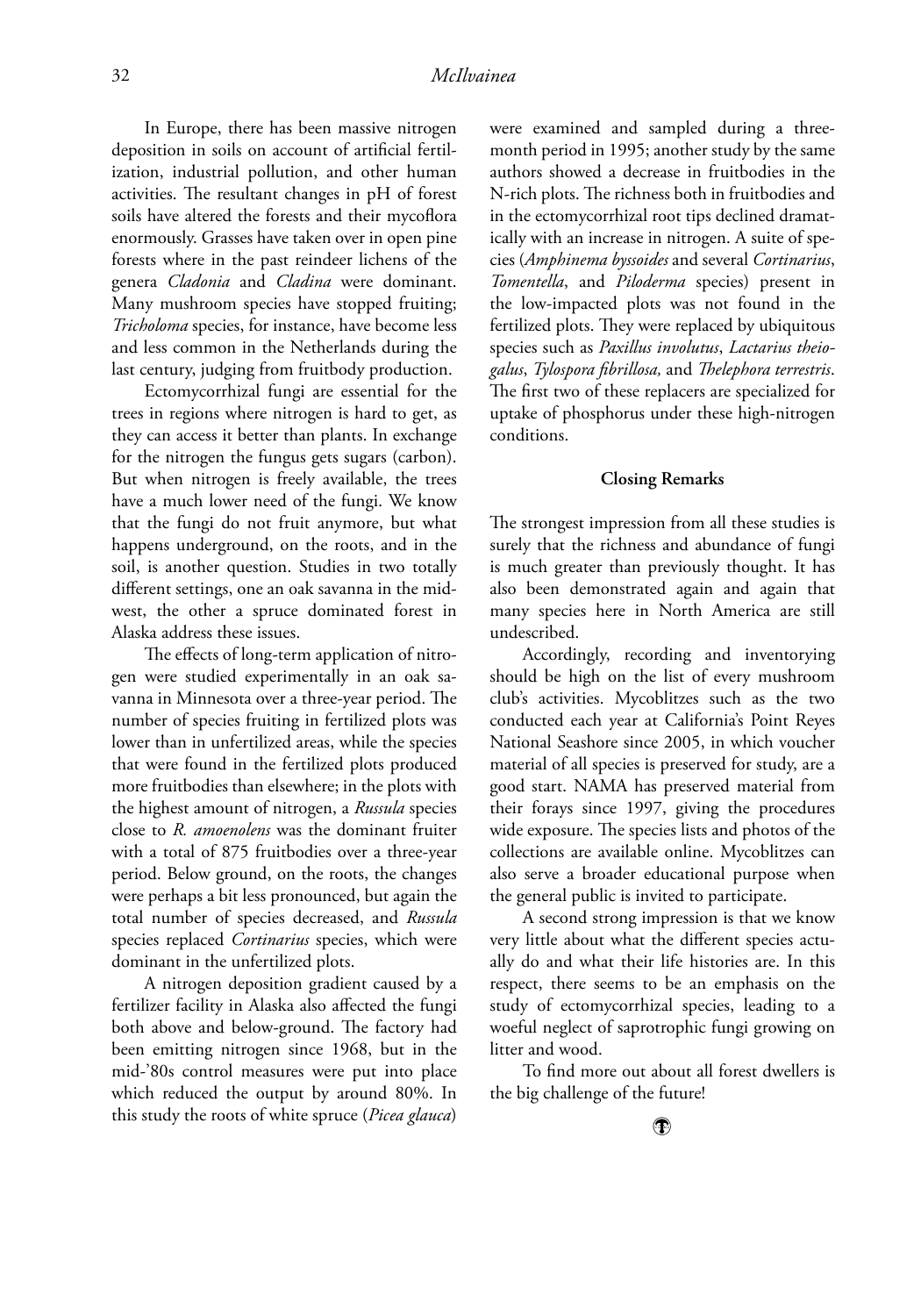In Europe, there has been massive nitrogen deposition in soils on account of artificial fertilization, industrial pollution, and other human activities. The resultant changes in pH of forest soils have altered the forests and their mycoflora enormously. Grasses have taken over in open pine forests where in the past reindeer lichens of the genera *Cladonia* and *Cladina* were dominant. Many mushroom species have stopped fruiting; *Tricholoma* species, for instance, have become less and less common in the Netherlands during the last century, judging from fruitbody production.

Ectomycorrhizal fungi are essential for the trees in regions where nitrogen is hard to get, as they can access it better than plants. In exchange for the nitrogen the fungus gets sugars (carbon). But when nitrogen is freely available, the trees have a much lower need of the fungi. We know that the fungi do not fruit anymore, but what happens underground, on the roots, and in the soil, is another question. Studies in two totally different settings, one an oak savanna in the midwest, the other a spruce dominated forest in Alaska address these issues.

The effects of long-term application of nitrogen were studied experimentally in an oak savanna in Minnesota over a three-year period. The number of species fruiting in fertilized plots was lower than in unfertilized areas, while the species that were found in the fertilized plots produced more fruitbodies than elsewhere; in the plots with the highest amount of nitrogen, a *Russula* species close to *R. amoenolens* was the dominant fruiter with a total of 875 fruitbodies over a three-year period. Below ground, on the roots, the changes were perhaps a bit less pronounced, but again the total number of species decreased, and *Russula* species replaced *Cortinarius* species, which were dominant in the unfertilized plots.

A nitrogen deposition gradient caused by a fertilizer facility in Alaska also affected the fungi both above and below-ground. The factory had been emitting nitrogen since 1968, but in the mid-'80s control measures were put into place which reduced the output by around 80%. In this study the roots of white spruce (*Picea glauca*) were examined and sampled during a three-month period in 1995; another study by the same authors showed a decrease in fruitbodies in the N-rich plots. The richness both in fruitbodies and in the ectomycorrhizal root tips declined dramatically with an increase in nitrogen. A suite of species (*Amphinema byssoides* and several *Cortinarius*, *Tomentella*, and *Piloderma* species) present in the low-impacted plots was not found in the fertilized plots. They were replaced by ubiquitous species such as *Paxillus involutus*, *Lactarius theiogalus*, *Tylospora fibrillosa,* and *Thelephora terrestris*. The first two of these replacers are specialized for uptake of phosphorus under these high-nitrogen conditions.

## Closing Remarks

The strongest impression from all these studies is surely that the richness and abundance of fungi is much greater than previously thought. It has also been demonstrated again and again that many species here in North America are still undescribed.

Accordingly, recording and inventorying should be high on the list of every mushroom club's activities. Mycoblitzes such as the two conducted each year at California's Point Reyes National Seashore since 2005, in which voucher material of all species is preserved for study, are a good start. NAMA has preserved material from their forays since 1997, giving the procedures wide exposure. The species lists and photos of the collections are available online. Mycoblitzes can also serve a broader educational purpose when the general public is invited to participate.

A second strong impression is that we know very little about what the different species actually do and what their life histories are. In this respect, there seems to be an emphasis on the study of ectomycorrhizal species, leading to a woeful neglect of saprotrophic fungi growing on litter and wood.

To find more out about all forest dwellers is the big challenge of the future!